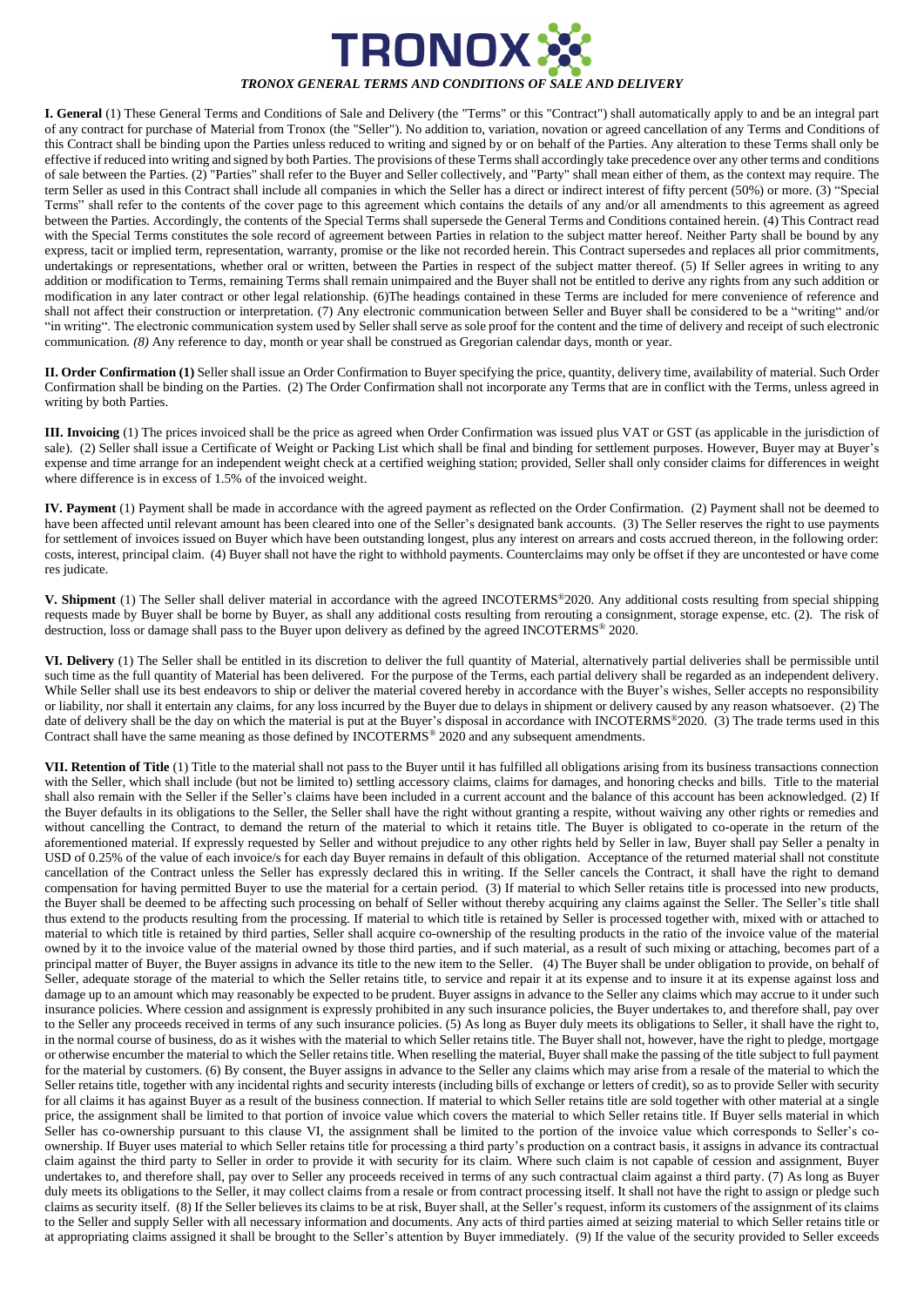# TRONOX

***TRONOX GENERAL TERMS AND CONDITIONS OF SALE AND DELIVERY***

**I. General** (1) These General Terms and Conditions of Sale and Delivery (the "Terms" or this "Contract") shall automatically apply to and be an integral part of any contract for purchase of Material from Tronox (the "Seller"). No addition to, variation, novation or agreed cancellation of any Terms and Conditions of this Contract shall be binding upon the Parties unless reduced to writing and signed by or on behalf of the Parties. Any alteration to these Terms shall only be effective if reduced into writing and signed by both Parties. The provisions of these Terms shall accordingly take precedence over any other terms and conditions of sale between the Parties. (2) "Parties" shall refer to the Buyer and Seller collectively, and "Party" shall mean either of them, as the context may require. The term Seller as used in this Contract shall include all companies in which the Seller has a direct or indirect interest of fifty percent (50%) or more. (3) "Special Terms" shall refer to the contents of the cover page to this agreement which contains the details of any and/or all amendments to this agreement as agreed between the Parties. Accordingly, the contents of the Special Terms shall supersede the General Terms and Conditions contained herein. (4) This Contract read with the Special Terms constitutes the sole record of agreement between Parties in relation to the subject matter hereof. Neither Party shall be bound by any express, tacit or implied term, representation, warranty, promise or the like not recorded herein. This Contract supersedes and replaces all prior commitments, undertakings or representations, whether oral or written, between the Parties in respect of the subject matter thereof. (5) If Seller agrees in writing to any addition or modification to Terms, remaining Terms shall remain unimpaired and the Buyer shall not be entitled to derive any rights from any such addition or modification in any later contract or other legal relationship. (6)The headings contained in these Terms are included for mere convenience of reference and shall not affect their construction or interpretation. (7) Any electronic communication between Seller and Buyer shall be considered to be a "writing" and/or "in writing". The electronic communication system used by Seller shall serve as sole proof for the content and the time of delivery and receipt of such electronic communication. *(8)* Any reference to day, month or year shall be construed as Gregorian calendar days, month or year.

**II. Order Confirmation (1)** Seller shall issue an Order Confirmation to Buyer specifying the price, quantity, delivery time, availability of material. Such Order Confirmation shall be binding on the Parties. (2) The Order Confirmation shall not incorporate any Terms that are in conflict with the Terms, unless agreed in writing by both Parties.

**III. Invoicing** (1) The prices invoiced shall be the price as agreed when Order Confirmation was issued plus VAT or GST (as applicable in the jurisdiction of sale). (2) Seller shall issue a Certificate of Weight or Packing List which shall be final and binding for settlement purposes. However, Buyer may at Buyer's expense and time arrange for an independent weight check at a certified weighing station; provided, Seller shall only consider claims for differences in weight where difference is in excess of 1.5% of the invoiced weight.

**IV. Payment** (1) Payment shall be made in accordance with the agreed payment as reflected on the Order Confirmation. (2) Payment shall not be deemed to have been affected until relevant amount has been cleared into one of the Seller's designated bank accounts. (3) The Seller reserves the right to use payments for settlement of invoices issued on Buyer which have been outstanding longest, plus any interest on arrears and costs accrued thereon, in the following order: costs, interest, principal claim. (4) Buyer shall not have the right to withhold payments. Counterclaims may only be offset if they are uncontested or have come res judicate.

**V. Shipment** (1) The Seller shall deliver material in accordance with the agreed INCOTERMS®2020. Any additional costs resulting from special shipping requests made by Buyer shall be borne by Buyer, as shall any additional costs resulting from rerouting a consignment, storage expense, etc. (2). The risk of destruction, loss or damage shall pass to the Buyer upon delivery as defined by the agreed INCOTERMS® 2020.

**VI. Delivery** (1) The Seller shall be entitled in its discretion to deliver the full quantity of Material, alternatively partial deliveries shall be permissible until such time as the full quantity of Material has been delivered. For the purpose of the Terms, each partial delivery shall be regarded as an independent delivery. While Seller shall use its best endeavors to ship or deliver the material covered hereby in accordance with the Buyer's wishes, Seller accepts no responsibility or liability, nor shall it entertain any claims, for any loss incurred by the Buyer due to delays in shipment or delivery caused by any reason whatsoever. (2) The date of delivery shall be the day on which the material is put at the Buyer's disposal in accordance with INCOTERMS®2020. (3) The trade terms used in this Contract shall have the same meaning as those defined by INCOTERMS® 2020 and any subsequent amendments.

**VII. Retention of Title** (1) Title to the material shall not pass to the Buyer until it has fulfilled all obligations arising from its business transactions connection with the Seller, which shall include (but not be limited to) settling accessory claims, claims for damages, and honoring checks and bills. Title to the material shall also remain with the Seller if the Seller's claims have been included in a current account and the balance of this account has been acknowledged. (2) If the Buyer defaults in its obligations to the Seller, the Seller shall have the right without granting a respite, without waiving any other rights or remedies and without cancelling the Contract, to demand the return of the material to which it retains title. The Buyer is obligated to co-operate in the return of the aforementioned material. If expressly requested by Seller and without prejudice to any other rights held by Seller in law, Buyer shall pay Seller a penalty in USD of 0.25% of the value of each invoice/s for each day Buyer remains in default of this obligation. Acceptance of the returned material shall not constitute cancellation of the Contract unless the Seller has expressly declared this in writing. If the Seller cancels the Contract, it shall have the right to demand compensation for having permitted Buyer to use the material for a certain period. (3) If material to which Seller retains title is processed into new products, the Buyer shall be deemed to be affecting such processing on behalf of Seller without thereby acquiring any claims against the Seller. The Seller's title shall thus extend to the products resulting from the processing. If material to which title is retained by Seller is processed together with, mixed with or attached to material to which title is retained by third parties, Seller shall acquire co-ownership of the resulting products in the ratio of the invoice value of the material owned by it to the invoice value of the material owned by those third parties, and if such material, as a result of such mixing or attaching, becomes part of a principal matter of Buyer, the Buyer assigns in advance its title to the new item to the Seller. (4) The Buyer shall be under obligation to provide, on behalf of Seller, adequate storage of the material to which the Seller retains title, to service and repair it at its expense and to insure it at its expense against loss and damage up to an amount which may reasonably be expected to be prudent. Buyer assigns in advance to the Seller any claims which may accrue to it under such insurance policies. Where cession and assignment is expressly prohibited in any such insurance policies, the Buyer undertakes to, and therefore shall, pay over to the Seller any proceeds received in terms of any such insurance policies. (5) As long as Buyer duly meets its obligations to Seller, it shall have the right to, in the normal course of business, do as it wishes with the material to which Seller retains title. The Buyer shall not, however, have the right to pledge, mortgage or otherwise encumber the material to which the Seller retains title. When reselling the material, Buyer shall make the passing of the title subject to full payment for the material by customers. (6) By consent, the Buyer assigns in advance to the Seller any claims which may arise from a resale of the material to which the Seller retains title, together with any incidental rights and security interests (including bills of exchange or letters of credit), so as to provide Seller with security for all claims it has against Buyer as a result of the business connection. If material to which Seller retains title are sold together with other material at a single price, the assignment shall be limited to that portion of invoice value which covers the material to which Seller retains title. If Buyer sells material in which Seller has co-ownership pursuant to this clause VI, the assignment shall be limited to the portion of the invoice value which corresponds to Seller's co-ownership. If Buyer uses material to which Seller retains title for processing a third party's production on a contract basis, it assigns in advance its contractual claim against the third party to Seller in order to provide it with security for its claim. Where such claim is not capable of cession and assignment, Buyer undertakes to, and therefore shall, pay over to Seller any proceeds received in terms of any such contractual claim against a third party. (7) As long as Buyer duly meets its obligations to the Seller, it may collect claims from a resale or from contract processing itself. It shall not have the right to assign or pledge such claims as security itself. (8) If the Seller believes its claims to be at risk, Buyer shall, at the Seller's request, inform its customers of the assignment of its claims to the Seller and supply Seller with all necessary information and documents. Any acts of third parties aimed at seizing material to which Seller retains title or at appropriating claims assigned it shall be brought to the Seller's attention by Buyer immediately. (9) If the value of the security provided to Seller exceeds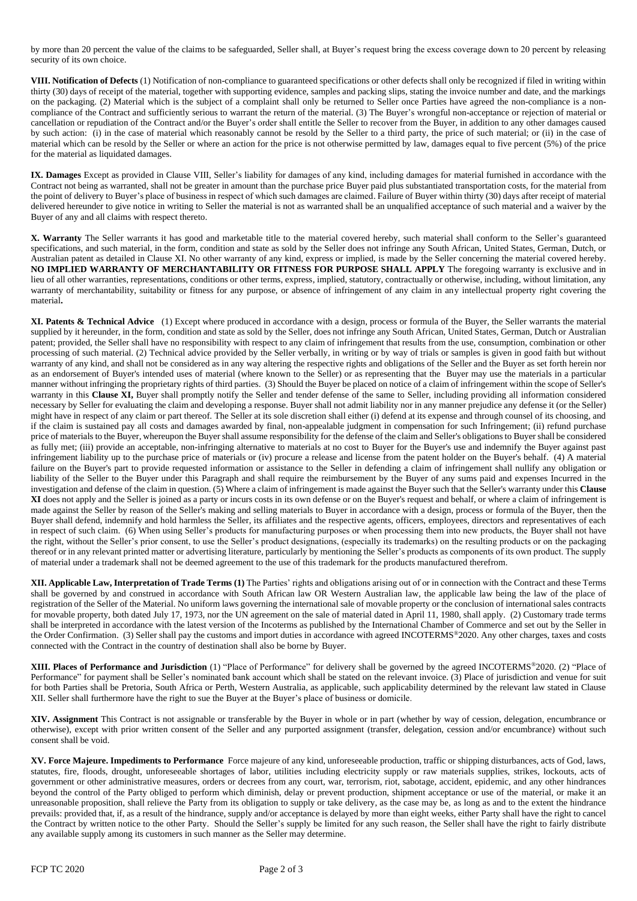by more than 20 percent the value of the claims to be safeguarded, Seller shall, at Buyer's request bring the excess coverage down to 20 percent by releasing security of its own choice.

**VIII. Notification of Defects** (1) Notification of non-compliance to guaranteed specifications or other defects shall only be recognized if filed in writing within thirty (30) days of receipt of the material, together with supporting evidence, samples and packing slips, stating the invoice number and date, and the markings on the packaging. (2) Material which is the subject of a complaint shall only be returned to Seller once Parties have agreed the non-compliance is a non-compliance of the Contract and sufficiently serious to warrant the return of the material. (3) The Buyer's wrongful non-acceptance or rejection of material or cancellation or repudiation of the Contract and/or the Buyer's order shall entitle the Seller to recover from the Buyer, in addition to any other damages caused by such action: (i) in the case of material which reasonably cannot be resold by the Seller to a third party, the price of such material; or (ii) in the case of material which can be resold by the Seller or where an action for the price is not otherwise permitted by law, damages equal to five percent (5%) of the price for the material as liquidated damages.

**IX. Damages** Except as provided in Clause VIII, Seller's liability for damages of any kind, including damages for material furnished in accordance with the Contract not being as warranted, shall not be greater in amount than the purchase price Buyer paid plus substantiated transportation costs, for the material from the point of delivery to Buyer's place of business in respect of which such damages are claimed. Failure of Buyer within thirty (30) days after receipt of material delivered hereunder to give notice in writing to Seller the material is not as warranted shall be an unqualified acceptance of such material and a waiver by the Buyer of any and all claims with respect thereto.

**X. Warranty** The Seller warrants it has good and marketable title to the material covered hereby, such material shall conform to the Seller's guaranteed specifications, and such material, in the form, condition and state as sold by the Seller does not infringe any South African, United States, German, Dutch, or Australian patent as detailed in Clause XI. No other warranty of any kind, express or implied, is made by the Seller concerning the material covered hereby. **NO IMPLIED WARRANTY OF MERCHANTABILITY OR FITNESS FOR PURPOSE SHALL APPLY** The foregoing warranty is exclusive and in lieu of all other warranties, representations, conditions or other terms, express, implied, statutory, contractually or otherwise, including, without limitation, any warranty of merchantability, suitability or fitness for any purpose, or absence of infringement of any claim in any intellectual property right covering the material**.**

**XI. Patents & Technical Advice** (1) Except where produced in accordance with a design, process or formula of the Buyer, the Seller warrants the material supplied by it hereunder, in the form, condition and state as sold by the Seller, does not infringe any South African, United States, German, Dutch or Australian patent; provided, the Seller shall have no responsibility with respect to any claim of infringement that results from the use, consumption, combination or other processing of such material. (2) Technical advice provided by the Seller verbally, in writing or by way of trials or samples is given in good faith but without warranty of any kind, and shall not be considered as in any way altering the respective rights and obligations of the Seller and the Buyer as set forth herein nor as an endorsement of Buyer's intended uses of material (where known to the Seller) or as representing that the Buyer may use the materials in a particular manner without infringing the proprietary rights of third parties. (3) Should the Buyer be placed on notice of a claim of infringement within the scope of Seller's warranty in this **Clause XI,** Buyer shall promptly notify the Seller and tender defense of the same to Seller, including providing all information considered necessary by Seller for evaluating the claim and developing a response. Buyer shall not admit liability nor in any manner prejudice any defense it (or the Seller) might have in respect of any claim or part thereof. The Seller at its sole discretion shall either (i) defend at its expense and through counsel of its choosing, and if the claim is sustained pay all costs and damages awarded by final, non-appealable judgment in compensation for such Infringement; (ii) refund purchase price of materials to the Buyer, whereupon the Buyer shall assume responsibility for the defense of the claim and Seller's obligations to Buyer shall be considered as fully met; (iii) provide an acceptable, non-infringing alternative to materials at no cost to Buyer for the Buyer's use and indemnify the Buyer against past infringement liability up to the purchase price of materials or (iv) procure a release and license from the patent holder on the Buyer's behalf. (4) A material failure on the Buyer's part to provide requested information or assistance to the Seller in defending a claim of infringement shall nullify any obligation or liability of the Seller to the Buyer under this Paragraph and shall require the reimbursement by the Buyer of any sums paid and expenses Incurred in the investigation and defense of the claim in question. (5) Where a claim of infringement is made against the Buyer such that the Seller's warranty under this **Clause XI** does not apply and the Seller is joined as a party or incurs costs in its own defense or on the Buyer's request and behalf, or where a claim of infringement is made against the Seller by reason of the Seller's making and selling materials to Buyer in accordance with a design, process or formula of the Buyer, then the Buyer shall defend, indemnify and hold harmless the Seller, its affiliates and the respective agents, officers, employees, directors and representatives of each in respect of such claim. (6) When using Seller's products for manufacturing purposes or when processing them into new products, the Buyer shall not have the right, without the Seller's prior consent, to use the Seller's product designations, (especially its trademarks) on the resulting products or on the packaging thereof or in any relevant printed matter or advertising literature, particularly by mentioning the Seller's products as components of its own product. The supply of material under a trademark shall not be deemed agreement to the use of this trademark for the products manufactured therefrom.

**XII. Applicable Law, Interpretation of Trade Terms (1)** The Parties' rights and obligations arising out of or in connection with the Contract and these Terms shall be governed by and construed in accordance with South African law OR Western Australian law, the applicable law being the law of the place of registration of the Seller of the Material. No uniform laws governing the international sale of movable property or the conclusion of international sales contracts for movable property, both dated July 17, 1973, nor the UN agreement on the sale of material dated in April 11, 1980, shall apply. (2) Customary trade terms shall be interpreted in accordance with the latest version of the Incoterms as published by the International Chamber of Commerce and set out by the Seller in the Order Confirmation. (3) Seller shall pay the customs and import duties in accordance with agreed INCOTERMS®2020. Any other charges, taxes and costs connected with the Contract in the country of destination shall also be borne by Buyer.

**XIII. Places of Performance and Jurisdiction** (1) "Place of Performance" for delivery shall be governed by the agreed INCOTERMS®2020. (2) "Place of Performance" for payment shall be Seller's nominated bank account which shall be stated on the relevant invoice. (3) Place of jurisdiction and venue for suit for both Parties shall be Pretoria, South Africa or Perth, Western Australia, as applicable, such applicability determined by the relevant law stated in Clause XII. Seller shall furthermore have the right to sue the Buyer at the Buyer's place of business or domicile.

**XIV. Assignment** This Contract is not assignable or transferable by the Buyer in whole or in part (whether by way of cession, delegation, encumbrance or otherwise), except with prior written consent of the Seller and any purported assignment (transfer, delegation, cession and/or encumbrance) without such consent shall be void.

**XV. Force Majeure. Impediments to Performance** Force majeure of any kind, unforeseeable production, traffic or shipping disturbances, acts of God, laws, statutes, fire, floods, drought, unforeseeable shortages of labor, utilities including electricity supply or raw materials supplies, strikes, lockouts, acts of government or other administrative measures, orders or decrees from any court, war, terrorism, riot, sabotage, accident, epidemic, and any other hindrances beyond the control of the Party obliged to perform which diminish, delay or prevent production, shipment acceptance or use of the material, or make it an unreasonable proposition, shall relieve the Party from its obligation to supply or take delivery, as the case may be, as long as and to the extent the hindrance prevails: provided that, if, as a result of the hindrance, supply and/or acceptance is delayed by more than eight weeks, either Party shall have the right to cancel the Contract by written notice to the other Party. Should the Seller's supply be limited for any such reason, the Seller shall have the right to fairly distribute any available supply among its customers in such manner as the Seller may determine.

FCP TC 2020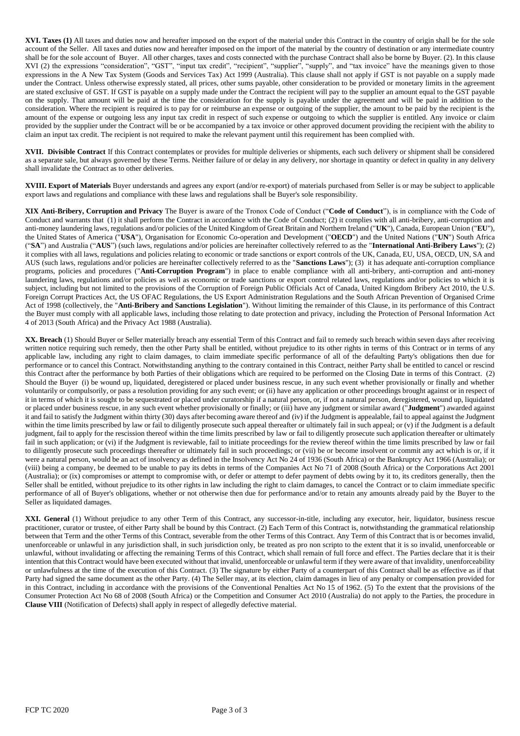**XVI. Taxes (1)** All taxes and duties now and hereafter imposed on the export of the material under this Contract in the country of origin shall be for the sole account of the Seller. All taxes and duties now and hereafter imposed on the import of the material by the country of destination or any intermediate country shall be for the sole account of Buyer. All other charges, taxes and costs connected with the purchase Contract shall also be borne by Buyer. (2). In this clause XVI (2) the expressions "consideration", "GST", "input tax credit", "recipient", "supplier", "supply", and "tax invoice" have the meanings given to those expressions in the A New Tax System (Goods and Services Tax) Act 1999 (Australia). This clause shall not apply if GST is not payable on a supply made under the Contract. Unless otherwise expressly stated, all prices, other sums payable, other consideration to be provided or monetary limits in the agreement are stated exclusive of GST. If GST is payable on a supply made under the Contract the recipient will pay to the supplier an amount equal to the GST payable on the supply. That amount will be paid at the time the consideration for the supply is payable under the agreement and will be paid in addition to the consideration. Where the recipient is required is to pay for or reimburse an expense or outgoing of the supplier, the amount to be paid by the recipient is the amount of the expense or outgoing less any input tax credit in respect of such expense or outgoing to which the supplier is entitled. Any invoice or claim provided by the supplier under the Contract will be or be accompanied by a tax invoice or other approved document providing the recipient with the ability to claim an input tax credit. The recipient is not required to make the relevant payment until this requirement has been complied with.

**XVII. Divisible Contract** If this Contract contemplates or provides for multiple deliveries or shipments, each such delivery or shipment shall be considered as a separate sale, but always governed by these Terms. Neither failure of or delay in any delivery, nor shortage in quantity or defect in quality in any delivery shall invalidate the Contract as to other deliveries.

**XVIII. Export of Materials** Buyer understands and agrees any export (and/or re-export) of materials purchased from Seller is or may be subject to applicable export laws and regulations and compliance with these laws and regulations shall be Buyer's sole responsibility.

**XIX Anti-Bribery, Corruption and Privacy** The Buyer is aware of the Tronox Code of Conduct ("**Code of Conduct**"), is in compliance with the Code of Conduct and warrants that (1) it shall perform the Contract in accordance with the Code of Conduct; (2) it complies with all anti-bribery, anti-corruption and anti-money laundering laws, regulations and/or policies of the United Kingdom of Great Britain and Northern Ireland ("**UK**"), Canada, European Union ("**EU**"), the United States of America ("**USA**"), Organisation for Economic Co-operation and Development ("**OECD**") and the United Nations ("**UN**") South Africa ("**SA**") and Australia ("**AUS**") (such laws, regulations and/or policies are hereinafter collectively referred to as the "**International Anti-Bribery Laws**"); (2) it complies with all laws, regulations and policies relating to economic or trade sanctions or export controls of the UK, Canada, EU, USA, OECD, UN, SA and AUS (such laws, regulations and/or policies are hereinafter collectively referred to as the "**Sanctions Laws**"); (3) it has adequate anti-corruption compliance programs, policies and procedures ("**Anti-Corruption Program**") in place to enable compliance with all anti-bribery, anti-corruption and anti-money laundering laws, regulations and/or policies as well as economic or trade sanctions or export control related laws, regulations and/or policies to which it is subject, including but not limited to the provisions of the Corruption of Foreign Public Officials Act of Canada, United Kingdom Bribery Act 2010, the U.S. Foreign Corrupt Practices Act, the US OFAC Regulations, the US Export Administration Regulations and the South African Prevention of Organised Crime Act of 1998 (collectively, the "**Anti-Bribery and Sanctions Legislation**"). Without limiting the remainder of this Clause, in its performance of this Contract the Buyer must comply with all applicable laws, including those relating to date protection and privacy, including the Protection of Personal Information Act 4 of 2013 (South Africa) and the Privacy Act 1988 (Australia).

**XX. Breach** (1) Should Buyer or Seller materially breach any essential Term of this Contract and fail to remedy such breach within seven days after receiving written notice requiring such remedy, then the other Party shall be entitled, without prejudice to its other rights in terms of this Contract or in terms of any applicable law, including any right to claim damages, to claim immediate specific performance of all of the defaulting Party's obligations then due for performance or to cancel this Contract. Notwithstanding anything to the contrary contained in this Contract, neither Party shall be entitled to cancel or rescind this Contract after the performance by both Parties of their obligations which are required to be performed on the Closing Date in terms of this Contract. (2) Should the Buyer (i) be wound up, liquidated, deregistered or placed under business rescue, in any such event whether provisionally or finally and whether voluntarily or compulsorily, or pass a resolution providing for any such event; or (ii) have any application or other proceedings brought against or in respect of it in terms of which it is sought to be sequestrated or placed under curatorship if a natural person, or, if not a natural person, deregistered, wound up, liquidated or placed under business rescue, in any such event whether provisionally or finally; or (iii) have any judgment or similar award ("**Judgment**") awarded against it and fail to satisfy the Judgment within thirty (30) days after becoming aware thereof and (iv) if the Judgment is appealable, fail to appeal against the Judgment within the time limits prescribed by law or fail to diligently prosecute such appeal thereafter or ultimately fail in such appeal; or (v) if the Judgment is a default judgment, fail to apply for the rescission thereof within the time limits prescribed by law or fail to diligently prosecute such application thereafter or ultimately fail in such application; or (vi) if the Judgment is reviewable, fail to initiate proceedings for the review thereof within the time limits prescribed by law or fail to diligently prosecute such proceedings thereafter or ultimately fail in such proceedings; or (vii) be or become insolvent or commit any act which is or, if it were a natural person, would be an act of insolvency as defined in the Insolvency Act No 24 of 1936 (South Africa) or the Bankruptcy Act 1966 (Australia); or (viii) being a company, be deemed to be unable to pay its debts in terms of the Companies Act No 71 of 2008 (South Africa) or the Corporations Act 2001 (Australia); or (ix) compromises or attempt to compromise with, or defer or attempt to defer payment of debts owing by it to, its creditors generally, then the Seller shall be entitled, without prejudice to its other rights in law including the right to claim damages, to cancel the Contract or to claim immediate specific performance of all of Buyer's obligations, whether or not otherwise then due for performance and/or to retain any amounts already paid by the Buyer to the Seller as liquidated damages.

**XXI. General** (1) Without prejudice to any other Term of this Contract, any successor-in-title, including any executor, heir, liquidator, business rescue practitioner, curator or trustee, of either Party shall be bound by this Contract. (2) Each Term of this Contract is, notwithstanding the grammatical relationship between that Term and the other Terms of this Contract, severable from the other Terms of this Contract. Any Term of this Contract that is or becomes invalid, unenforceable or unlawful in any jurisdiction shall, in such jurisdiction only, be treated as pro non scripto to the extent that it is so invalid, unenforceable or unlawful, without invalidating or affecting the remaining Terms of this Contract, which shall remain of full force and effect. The Parties declare that it is their intention that this Contract would have been executed without that invalid, unenforceable or unlawful term if they were aware of that invalidity, unenforceability or unlawfulness at the time of the execution of this Contract. (3) The signature by either Party of a counterpart of this Contract shall be as effective as if that Party had signed the same document as the other Party. (4) The Seller may, at its election, claim damages in lieu of any penalty or compensation provided for in this Contract, including in accordance with the provisions of the Conventional Penalties Act No 15 of 1962. (5) To the extent that the provisions of the Consumer Protection Act No 68 of 2008 (South Africa) or the Competition and Consumer Act 2010 (Australia) do not apply to the Parties, the procedure in **Clause VIII** (Notification of Defects) shall apply in respect of allegedly defective material.